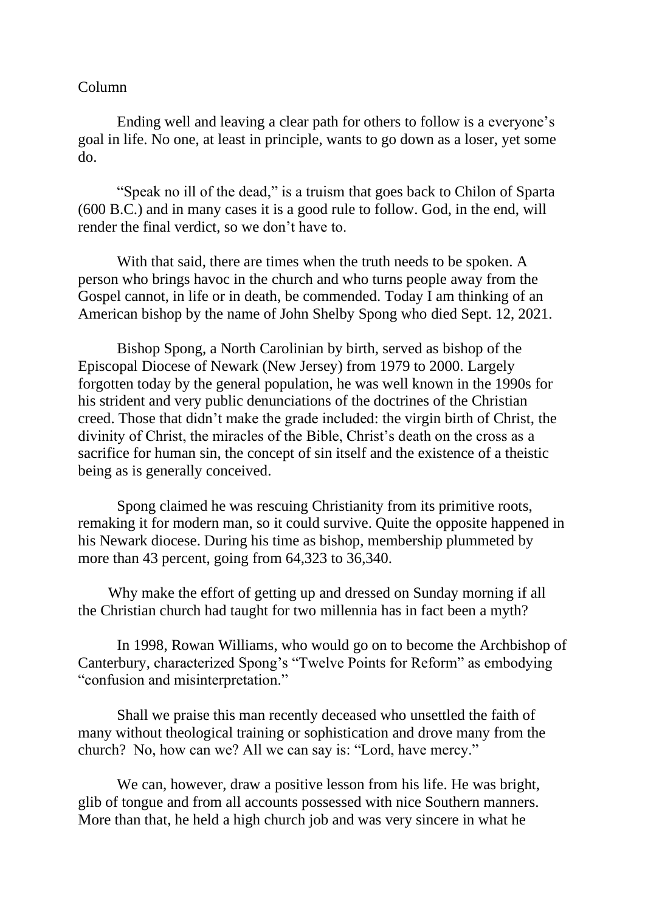Column

Ending well and leaving a clear path for others to follow is a everyone's goal in life. No one, at least in principle, wants to go down as a loser, yet some do.

"Speak no ill of the dead," is a truism that goes back to Chilon of Sparta (600 B.C.) and in many cases it is a good rule to follow. God, in the end, will render the final verdict, so we don't have to.

With that said, there are times when the truth needs to be spoken. A person who brings havoc in the church and who turns people away from the Gospel cannot, in life or in death, be commended. Today I am thinking of an American bishop by the name of John Shelby Spong who died Sept. 12, 2021.

Bishop Spong, a North Carolinian by birth, served as bishop of the Episcopal Diocese of Newark (New Jersey) from 1979 to 2000. Largely forgotten today by the general population, he was well known in the 1990s for his strident and very public denunciations of the doctrines of the Christian creed. Those that didn't make the grade included: the virgin birth of Christ, the divinity of Christ, the miracles of the Bible, Christ's death on the cross as a sacrifice for human sin, the concept of sin itself and the existence of a theistic being as is generally conceived.

Spong claimed he was rescuing Christianity from its primitive roots, remaking it for modern man, so it could survive. Quite the opposite happened in his Newark diocese. During his time as bishop, membership plummeted by more than 43 percent, going from 64,323 to 36,340.

Why make the effort of getting up and dressed on Sunday morning if all the Christian church had taught for two millennia has in fact been a myth?

In 1998, Rowan Williams, who would go on to become the Archbishop of Canterbury, characterized Spong's "Twelve Points for Reform" as embodying "confusion and misinterpretation."

Shall we praise this man recently deceased who unsettled the faith of many without theological training or sophistication and drove many from the church? No, how can we? All we can say is: "Lord, have mercy."

We can, however, draw a positive lesson from his life. He was bright, glib of tongue and from all accounts possessed with nice Southern manners. More than that, he held a high church job and was very sincere in what he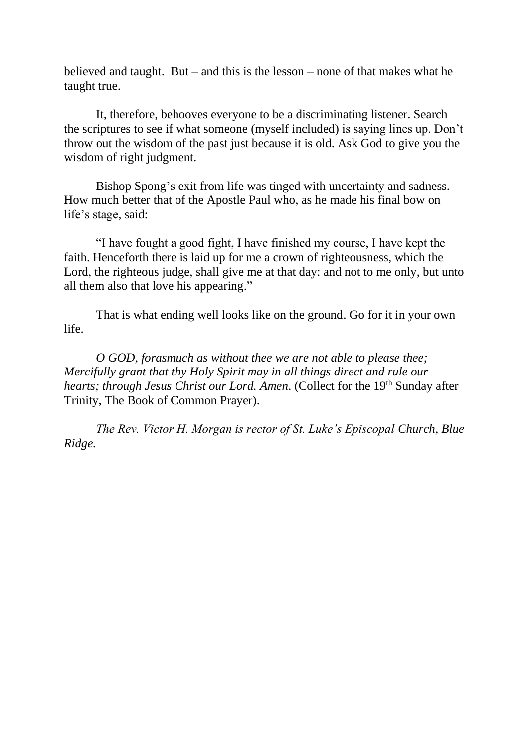believed and taught. But – and this is the lesson – none of that makes what he taught true.

It, therefore, behooves everyone to be a discriminating listener. Search the scriptures to see if what someone (myself included) is saying lines up. Don't throw out the wisdom of the past just because it is old. Ask God to give you the wisdom of right judgment.

Bishop Spong's exit from life was tinged with uncertainty and sadness. How much better that of the Apostle Paul who, as he made his final bow on life's stage, said:

"I have fought a good fight, I have finished my course, I have kept the faith. Henceforth there is laid up for me a crown of righteousness, which the Lord, the righteous judge, shall give me at that day: and not to me only, but unto all them also that love his appearing."

That is what ending well looks like on the ground. Go for it in your own life.

*O GOD, forasmuch as without thee we are not able to please thee; Mercifully grant that thy Holy Spirit may in all things direct and rule our hearts; through Jesus Christ our Lord. Amen.* (Collect for the 19th Sunday after Trinity, The Book of Common Prayer).

*The Rev. Victor H. Morgan is rector of St. Luke's Episcopal Church, Blue Ridge.*